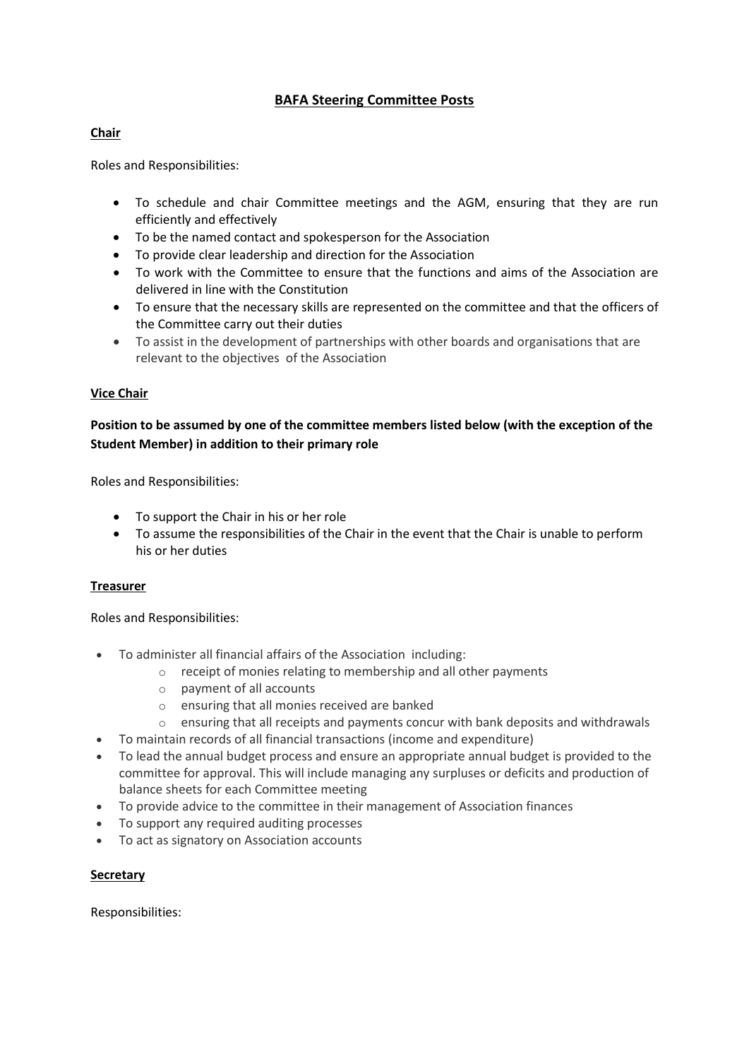# BAFA Steering Committee Posts

## Chair

Roles and Responsibilities:

- To schedule and chair Committee meetings and the AGM, ensuring that they are run efficiently and effectively
- To be the named contact and spokesperson for the Association
- To provide clear leadership and direction for the Association
- To work with the Committee to ensure that the functions and aims of the Association are delivered in line with the Constitution
- To ensure that the necessary skills are represented on the committee and that the officers of the Committee carry out their duties
- To assist in the development of partnerships with other boards and organisations that are relevant to the objectives of the Association

## Vice Chair

**Position to be assumed by one of the committee members listed below (with the exception of the Student Member) in addition to their primary role**

Roles and Responsibilities:

- To support the Chair in his or her role
- To assume the responsibilities of the Chair in the event that the Chair is unable to perform his or her duties

## Treasurer

Roles and Responsibilities:

- To administer all financial affairs of the Association including:
  - receipt of monies relating to membership and all other payments
  - payment of all accounts
  - ensuring that all monies received are banked
  - ensuring that all receipts and payments concur with bank deposits and withdrawals
- To maintain records of all financial transactions (income and expenditure)
- To lead the annual budget process and ensure an appropriate annual budget is provided to the committee for approval. This will include managing any surpluses or deficits and production of balance sheets for each Committee meeting
- To provide advice to the committee in their management of Association finances
- To support any required auditing processes
- To act as signatory on Association accounts

## Secretary

Responsibilities: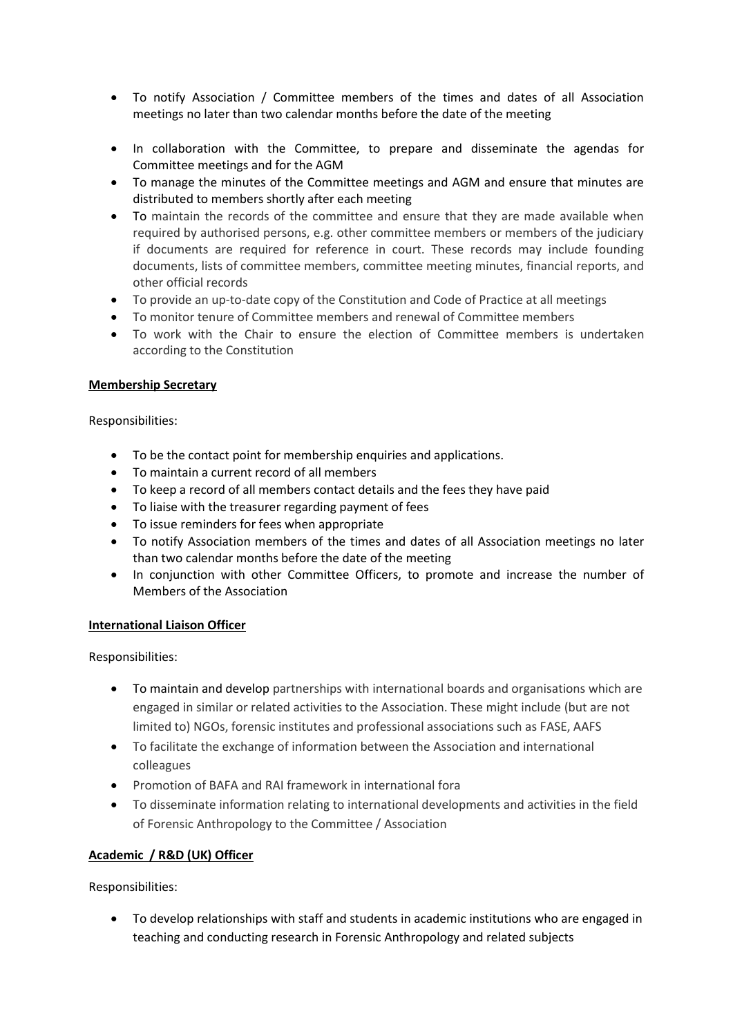- To notify Association / Committee members of the times and dates of all Association meetings no later than two calendar months before the date of the meeting

- In collaboration with the Committee, to prepare and disseminate the agendas for Committee meetings and for the AGM
- To manage the minutes of the Committee meetings and AGM and ensure that minutes are distributed to members shortly after each meeting
- To maintain the records of the committee and ensure that they are made available when required by authorised persons, e.g. other committee members or members of the judiciary if documents are required for reference in court. These records may include founding documents, lists of committee members, committee meeting minutes, financial reports, and other official records
- To provide an up-to-date copy of the Constitution and Code of Practice at all meetings
- To monitor tenure of Committee members and renewal of Committee members
- To work with the Chair to ensure the election of Committee members is undertaken according to the Constitution

**Membership Secretary**

Responsibilities:

- To be the contact point for membership enquiries and applications.
- To maintain a current record of all members
- To keep a record of all members contact details and the fees they have paid
- To liaise with the treasurer regarding payment of fees
- To issue reminders for fees when appropriate
- To notify Association members of the times and dates of all Association meetings no later than two calendar months before the date of the meeting
- In conjunction with other Committee Officers, to promote and increase the number of Members of the Association

**International Liaison Officer**

Responsibilities:

- To maintain and develop partnerships with international boards and organisations which are engaged in similar or related activities to the Association. These might include (but are not limited to) NGOs, forensic institutes and professional associations such as FASE, AAFS
- To facilitate the exchange of information between the Association and international colleagues
- Promotion of BAFA and RAI framework in international fora
- To disseminate information relating to international developments and activities in the field of Forensic Anthropology to the Committee / Association

**Academic / R&D (UK) Officer**

Responsibilities:

- To develop relationships with staff and students in academic institutions who are engaged in teaching and conducting research in Forensic Anthropology and related subjects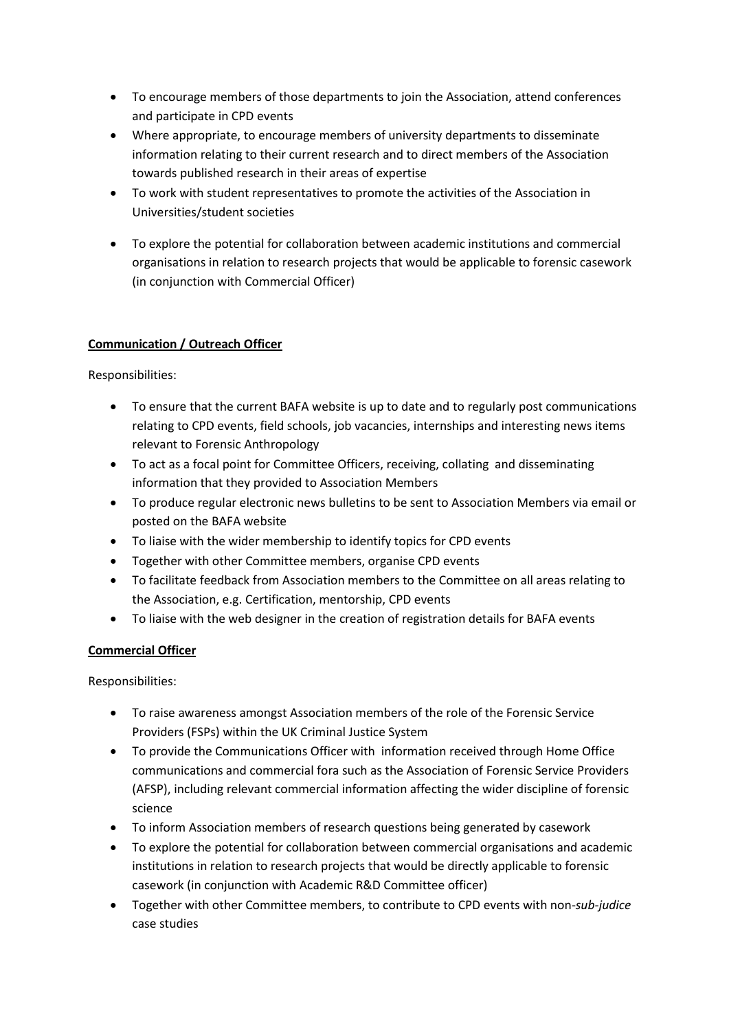- To encourage members of those departments to join the Association, attend conferences and participate in CPD events
- Where appropriate, to encourage members of university departments to disseminate information relating to their current research and to direct members of the Association towards published research in their areas of expertise
- To work with student representatives to promote the activities of the Association in Universities/student societies
- To explore the potential for collaboration between academic institutions and commercial organisations in relation to research projects that would be applicable to forensic casework (in conjunction with Commercial Officer)

**Communication / Outreach Officer**

Responsibilities:

- To ensure that the current BAFA website is up to date and to regularly post communications relating to CPD events, field schools, job vacancies, internships and interesting news items relevant to Forensic Anthropology
- To act as a focal point for Committee Officers, receiving, collating and disseminating information that they provided to Association Members
- To produce regular electronic news bulletins to be sent to Association Members via email or posted on the BAFA website
- To liaise with the wider membership to identify topics for CPD events
- Together with other Committee members, organise CPD events
- To facilitate feedback from Association members to the Committee on all areas relating to the Association, e.g. Certification, mentorship, CPD events
- To liaise with the web designer in the creation of registration details for BAFA events

**Commercial Officer**

Responsibilities:

- To raise awareness amongst Association members of the role of the Forensic Service Providers (FSPs) within the UK Criminal Justice System
- To provide the Communications Officer with information received through Home Office communications and commercial fora such as the Association of Forensic Service Providers (AFSP), including relevant commercial information affecting the wider discipline of forensic science
- To inform Association members of research questions being generated by casework
- To explore the potential for collaboration between commercial organisations and academic institutions in relation to research projects that would be directly applicable to forensic casework (in conjunction with Academic R&D Committee officer)
- Together with other Committee members, to contribute to CPD events with non-*sub-judice* case studies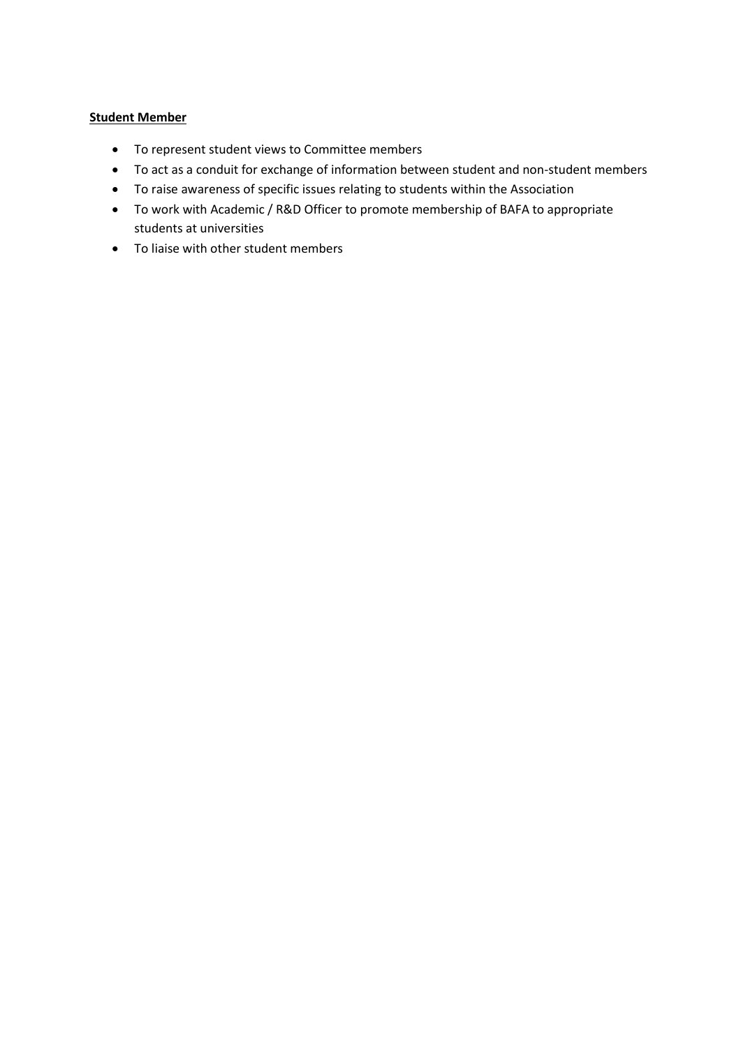**Student Member**

- To represent student views to Committee members
- To act as a conduit for exchange of information between student and non-student members
- To raise awareness of specific issues relating to students within the Association
- To work with Academic / R&D Officer to promote membership of BAFA to appropriate students at universities
- To liaise with other student members